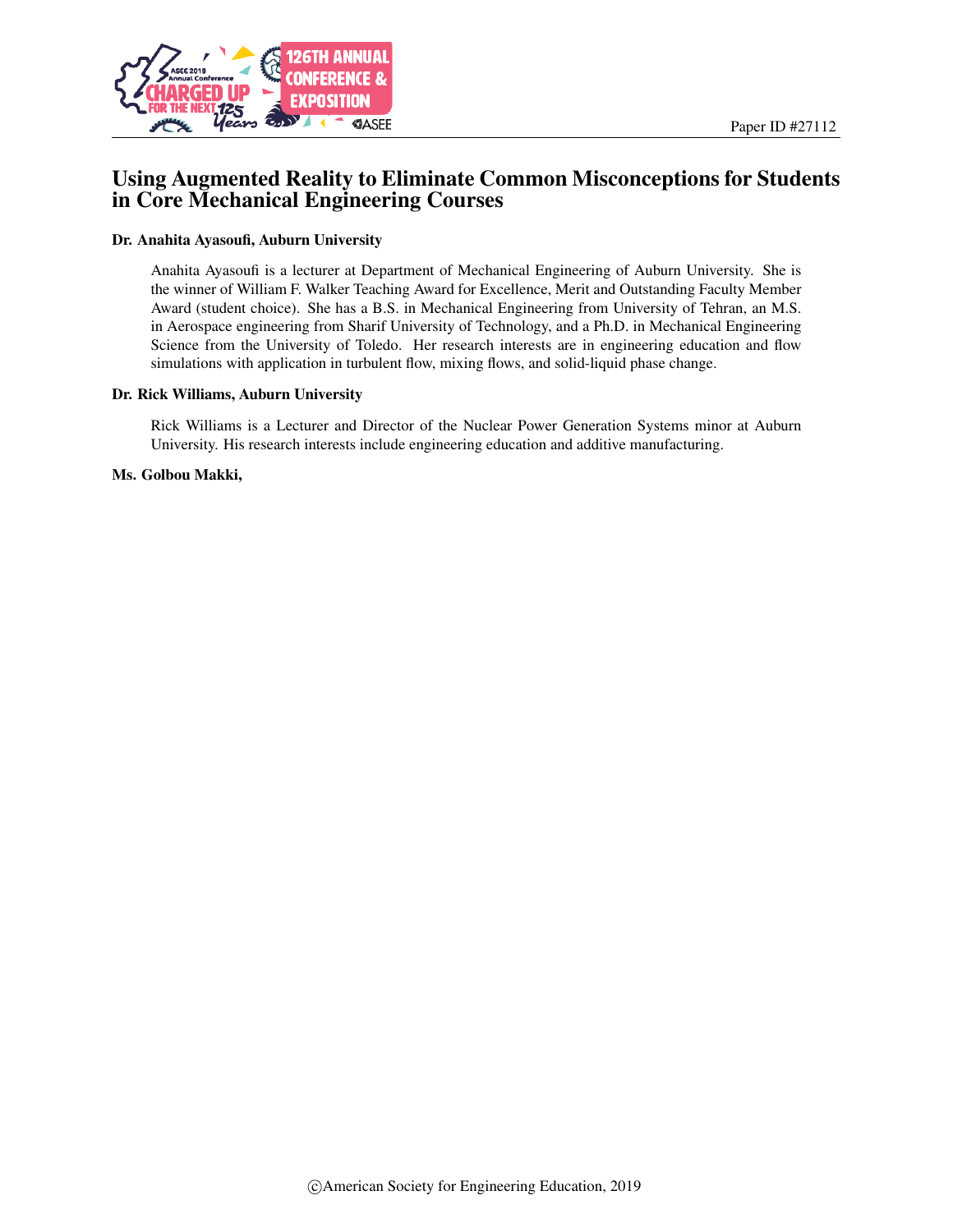Paper ID #27112

# Using Augmented Reality to Eliminate Common Misconceptions for Students in Core Mechanical Engineering Courses

**Dr. Anahita Ayasoufi, Auburn University**

Anahita Ayasoufi is a lecturer at Department of Mechanical Engineering of Auburn University. She is the winner of William F. Walker Teaching Award for Excellence, Merit and Outstanding Faculty Member Award (student choice). She has a B.S. in Mechanical Engineering from University of Tehran, an M.S. in Aerospace engineering from Sharif University of Technology, and a Ph.D. in Mechanical Engineering Science from the University of Toledo. Her research interests are in engineering education and flow simulations with application in turbulent flow, mixing flows, and solid-liquid phase change.

**Dr. Rick Williams, Auburn University**

Rick Williams is a Lecturer and Director of the Nuclear Power Generation Systems minor at Auburn University. His research interests include engineering education and additive manufacturing.

**Ms. Golbou Makki,**

©American Society for Engineering Education, 2019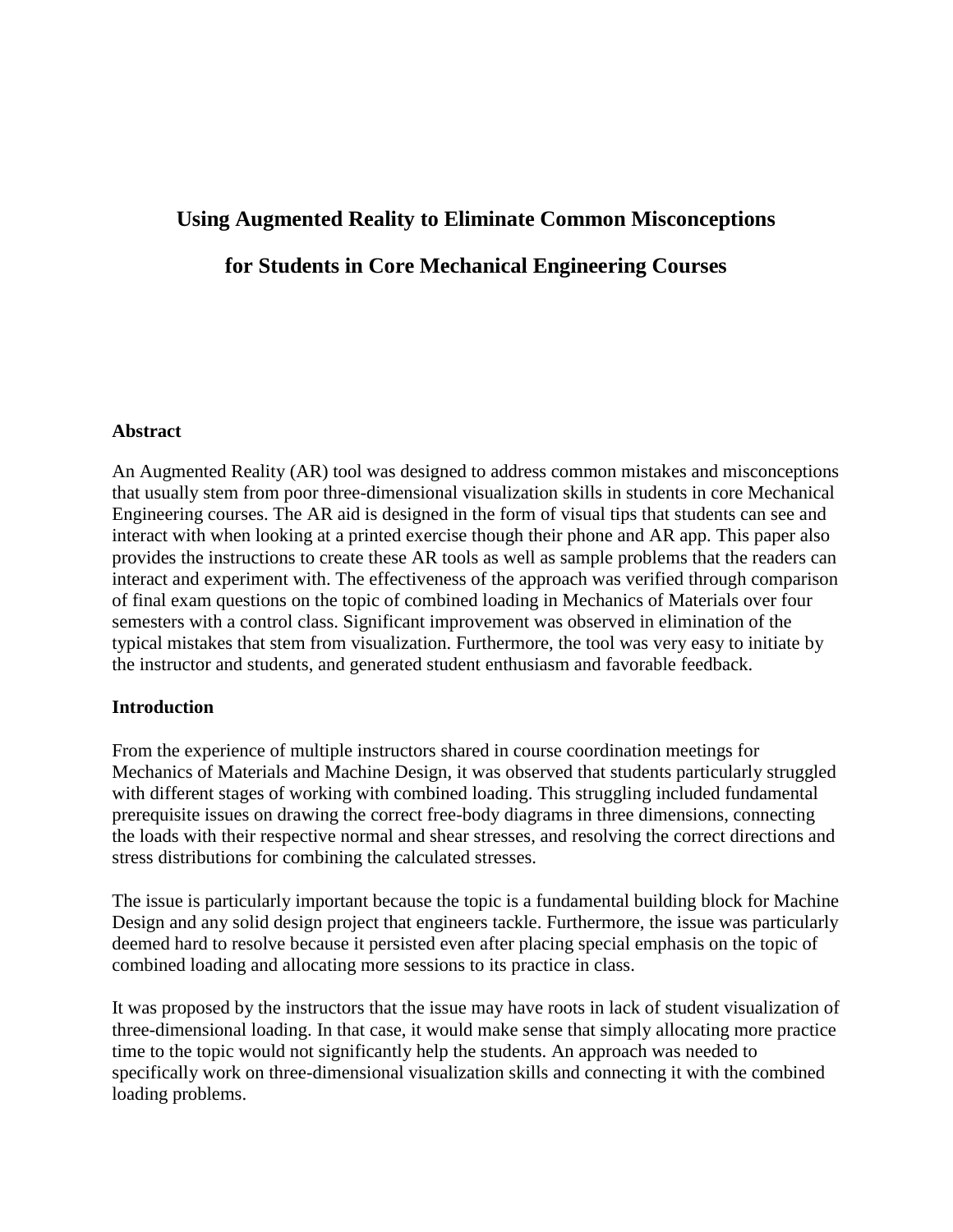# Using Augmented Reality to Eliminate Common Misconceptions for Students in Core Mechanical Engineering Courses

## Abstract

An Augmented Reality (AR) tool was designed to address common mistakes and misconceptions that usually stem from poor three-dimensional visualization skills in students in core Mechanical Engineering courses. The AR aid is designed in the form of visual tips that students can see and interact with when looking at a printed exercise though their phone and AR app. This paper also provides the instructions to create these AR tools as well as sample problems that the readers can interact and experiment with. The effectiveness of the approach was verified through comparison of final exam questions on the topic of combined loading in Mechanics of Materials over four semesters with a control class. Significant improvement was observed in elimination of the typical mistakes that stem from visualization. Furthermore, the tool was very easy to initiate by the instructor and students, and generated student enthusiasm and favorable feedback.

## Introduction

From the experience of multiple instructors shared in course coordination meetings for Mechanics of Materials and Machine Design, it was observed that students particularly struggled with different stages of working with combined loading. This struggling included fundamental prerequisite issues on drawing the correct free-body diagrams in three dimensions, connecting the loads with their respective normal and shear stresses, and resolving the correct directions and stress distributions for combining the calculated stresses.

The issue is particularly important because the topic is a fundamental building block for Machine Design and any solid design project that engineers tackle. Furthermore, the issue was particularly deemed hard to resolve because it persisted even after placing special emphasis on the topic of combined loading and allocating more sessions to its practice in class.

It was proposed by the instructors that the issue may have roots in lack of student visualization of three-dimensional loading. In that case, it would make sense that simply allocating more practice time to the topic would not significantly help the students. An approach was needed to specifically work on three-dimensional visualization skills and connecting it with the combined loading problems.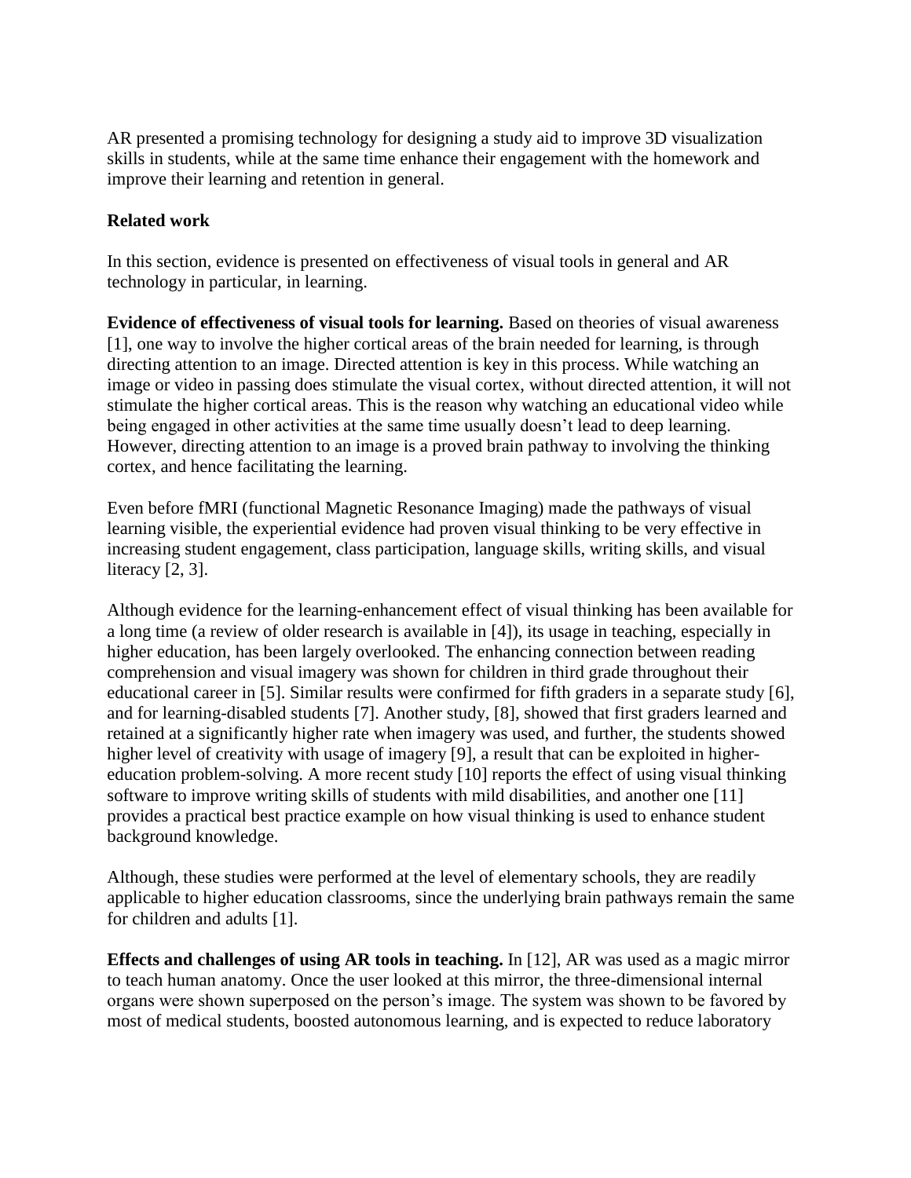AR presented a promising technology for designing a study aid to improve 3D visualization skills in students, while at the same time enhance their engagement with the homework and improve their learning and retention in general.

## Related work

In this section, evidence is presented on effectiveness of visual tools in general and AR technology in particular, in learning.

**Evidence of effectiveness of visual tools for learning.** Based on theories of visual awareness [1], one way to involve the higher cortical areas of the brain needed for learning, is through directing attention to an image. Directed attention is key in this process. While watching an image or video in passing does stimulate the visual cortex, without directed attention, it will not stimulate the higher cortical areas. This is the reason why watching an educational video while being engaged in other activities at the same time usually doesn't lead to deep learning. However, directing attention to an image is a proved brain pathway to involving the thinking cortex, and hence facilitating the learning.

Even before fMRI (functional Magnetic Resonance Imaging) made the pathways of visual learning visible, the experiential evidence had proven visual thinking to be very effective in increasing student engagement, class participation, language skills, writing skills, and visual literacy [2, 3].

Although evidence for the learning-enhancement effect of visual thinking has been available for a long time (a review of older research is available in [4]), its usage in teaching, especially in higher education, has been largely overlooked. The enhancing connection between reading comprehension and visual imagery was shown for children in third grade throughout their educational career in [5]. Similar results were confirmed for fifth graders in a separate study [6], and for learning-disabled students [7]. Another study, [8], showed that first graders learned and retained at a significantly higher rate when imagery was used, and further, the students showed higher level of creativity with usage of imagery [9], a result that can be exploited in higher-education problem-solving. A more recent study [10] reports the effect of using visual thinking software to improve writing skills of students with mild disabilities, and another one [11] provides a practical best practice example on how visual thinking is used to enhance student background knowledge.

Although, these studies were performed at the level of elementary schools, they are readily applicable to higher education classrooms, since the underlying brain pathways remain the same for children and adults [1].

**Effects and challenges of using AR tools in teaching.** In [12], AR was used as a magic mirror to teach human anatomy. Once the user looked at this mirror, the three-dimensional internal organs were shown superposed on the person's image. The system was shown to be favored by most of medical students, boosted autonomous learning, and is expected to reduce laboratory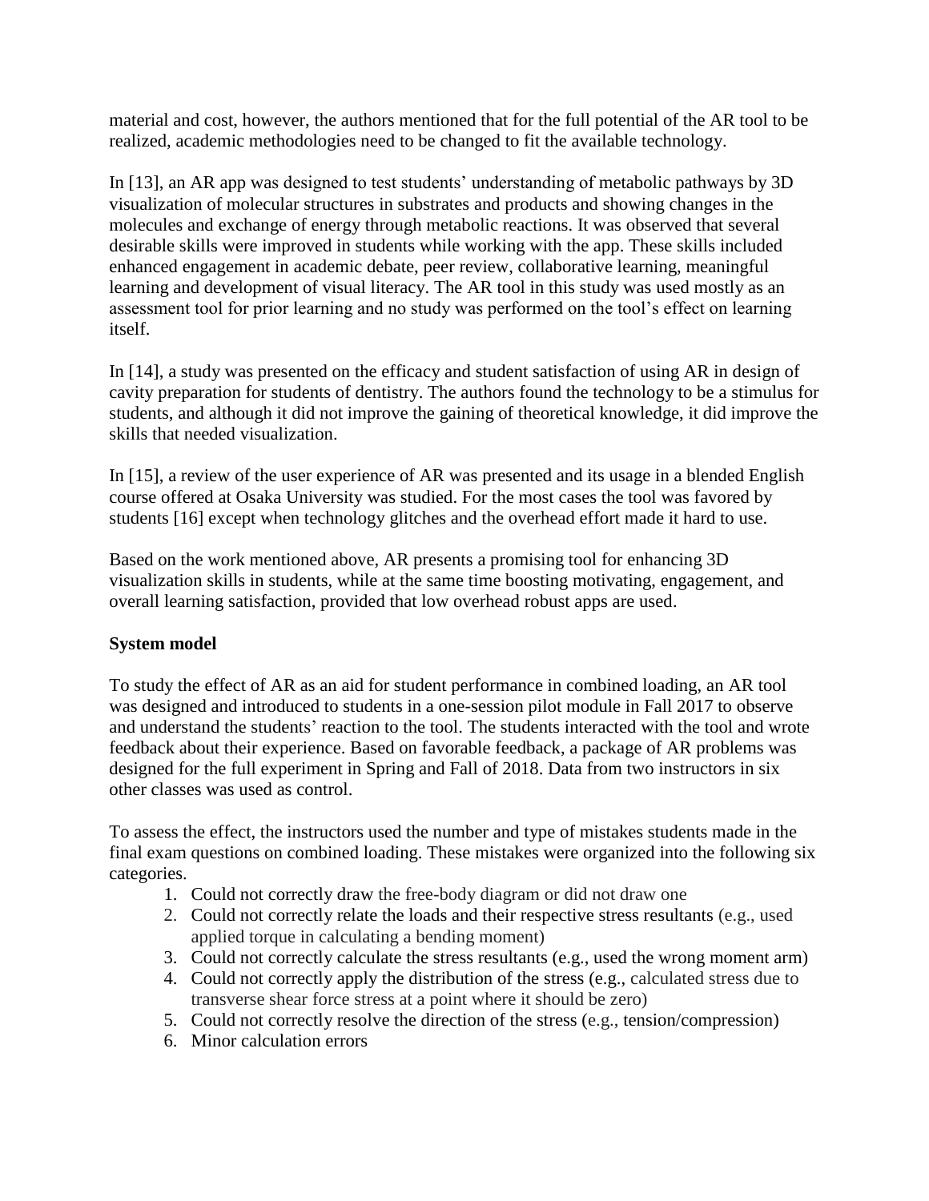material and cost, however, the authors mentioned that for the full potential of the AR tool to be realized, academic methodologies need to be changed to fit the available technology.

In [13], an AR app was designed to test students' understanding of metabolic pathways by 3D visualization of molecular structures in substrates and products and showing changes in the molecules and exchange of energy through metabolic reactions. It was observed that several desirable skills were improved in students while working with the app. These skills included enhanced engagement in academic debate, peer review, collaborative learning, meaningful learning and development of visual literacy. The AR tool in this study was used mostly as an assessment tool for prior learning and no study was performed on the tool's effect on learning itself.

In [14], a study was presented on the efficacy and student satisfaction of using AR in design of cavity preparation for students of dentistry. The authors found the technology to be a stimulus for students, and although it did not improve the gaining of theoretical knowledge, it did improve the skills that needed visualization.

In [15], a review of the user experience of AR was presented and its usage in a blended English course offered at Osaka University was studied. For the most cases the tool was favored by students [16] except when technology glitches and the overhead effort made it hard to use.

Based on the work mentioned above, AR presents a promising tool for enhancing 3D visualization skills in students, while at the same time boosting motivating, engagement, and overall learning satisfaction, provided that low overhead robust apps are used.

**System model**

To study the effect of AR as an aid for student performance in combined loading, an AR tool was designed and introduced to students in a one-session pilot module in Fall 2017 to observe and understand the students' reaction to the tool. The students interacted with the tool and wrote feedback about their experience. Based on favorable feedback, a package of AR problems was designed for the full experiment in Spring and Fall of 2018. Data from two instructors in six other classes was used as control.

To assess the effect, the instructors used the number and type of mistakes students made in the final exam questions on combined loading. These mistakes were organized into the following six categories.

1. Could not correctly draw the free-body diagram or did not draw one
2. Could not correctly relate the loads and their respective stress resultants (e.g., used applied torque in calculating a bending moment)
3. Could not correctly calculate the stress resultants (e.g., used the wrong moment arm)
4. Could not correctly apply the distribution of the stress (e.g., calculated stress due to transverse shear force stress at a point where it should be zero)
5. Could not correctly resolve the direction of the stress (e.g., tension/compression)
6. Minor calculation errors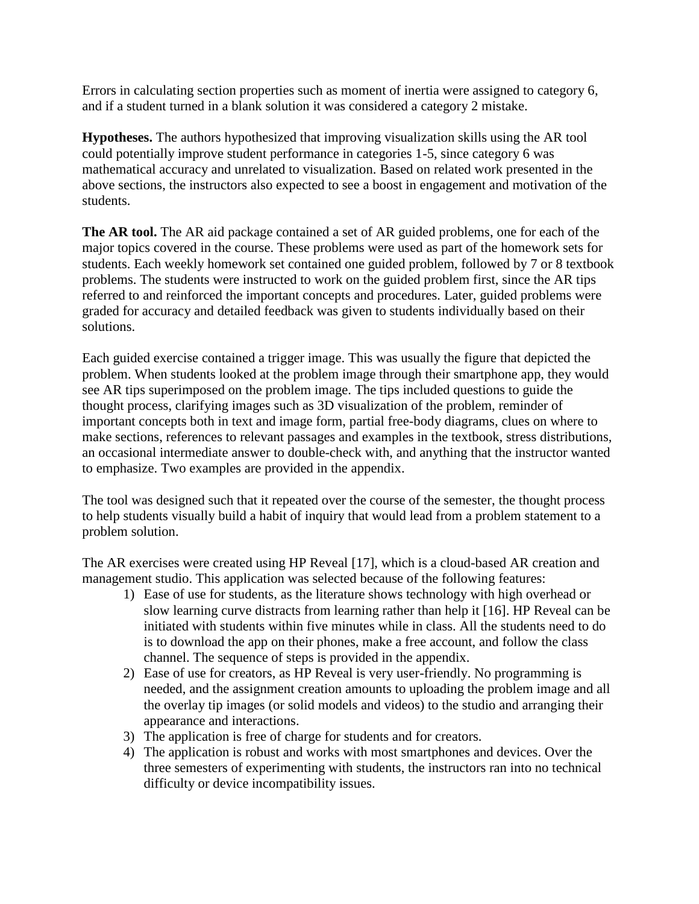Errors in calculating section properties such as moment of inertia were assigned to category 6, and if a student turned in a blank solution it was considered a category 2 mistake.

**Hypotheses.** The authors hypothesized that improving visualization skills using the AR tool could potentially improve student performance in categories 1-5, since category 6 was mathematical accuracy and unrelated to visualization. Based on related work presented in the above sections, the instructors also expected to see a boost in engagement and motivation of the students.

**The AR tool.** The AR aid package contained a set of AR guided problems, one for each of the major topics covered in the course. These problems were used as part of the homework sets for students. Each weekly homework set contained one guided problem, followed by 7 or 8 textbook problems. The students were instructed to work on the guided problem first, since the AR tips referred to and reinforced the important concepts and procedures. Later, guided problems were graded for accuracy and detailed feedback was given to students individually based on their solutions.

Each guided exercise contained a trigger image. This was usually the figure that depicted the problem. When students looked at the problem image through their smartphone app, they would see AR tips superimposed on the problem image. The tips included questions to guide the thought process, clarifying images such as 3D visualization of the problem, reminder of important concepts both in text and image form, partial free-body diagrams, clues on where to make sections, references to relevant passages and examples in the textbook, stress distributions, an occasional intermediate answer to double-check with, and anything that the instructor wanted to emphasize. Two examples are provided in the appendix.

The tool was designed such that it repeated over the course of the semester, the thought process to help students visually build a habit of inquiry that would lead from a problem statement to a problem solution.

The AR exercises were created using HP Reveal [17], which is a cloud-based AR creation and management studio. This application was selected because of the following features:

1) Ease of use for students, as the literature shows technology with high overhead or slow learning curve distracts from learning rather than help it [16]. HP Reveal can be initiated with students within five minutes while in class. All the students need to do is to download the app on their phones, make a free account, and follow the class channel. The sequence of steps is provided in the appendix.
2) Ease of use for creators, as HP Reveal is very user-friendly. No programming is needed, and the assignment creation amounts to uploading the problem image and all the overlay tip images (or solid models and videos) to the studio and arranging their appearance and interactions.
3) The application is free of charge for students and for creators.
4) The application is robust and works with most smartphones and devices. Over the three semesters of experimenting with students, the instructors ran into no technical difficulty or device incompatibility issues.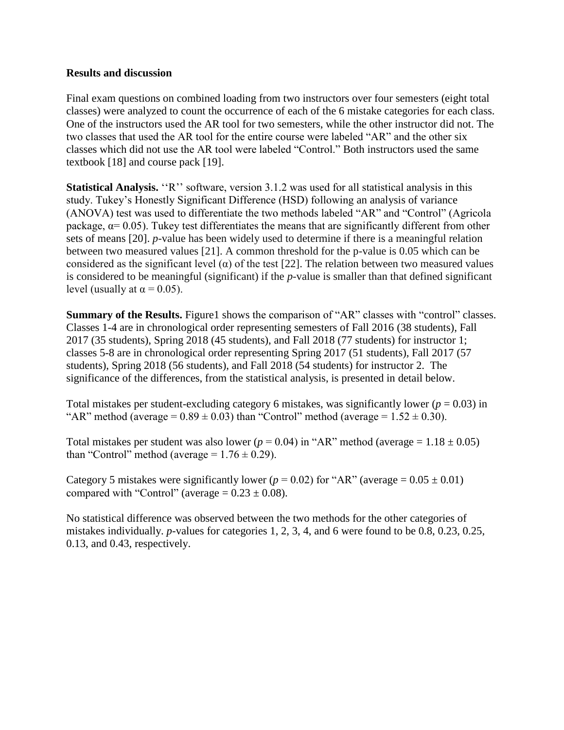**Results and discussion**

Final exam questions on combined loading from two instructors over four semesters (eight total classes) were analyzed to count the occurrence of each of the 6 mistake categories for each class. One of the instructors used the AR tool for two semesters, while the other instructor did not. The two classes that used the AR tool for the entire course were labeled "AR" and the other six classes which did not use the AR tool were labeled "Control." Both instructors used the same textbook [18] and course pack [19].

**Statistical Analysis.** ''R'' software, version 3.1.2 was used for all statistical analysis in this study. Tukey's Honestly Significant Difference (HSD) following an analysis of variance (ANOVA) test was used to differentiate the two methods labeled "AR" and "Control" (Agricola package, $\alpha = 0.05$). Tukey test differentiates the means that are significantly different from other sets of means [20]. *p*-value has been widely used to determine if there is a meaningful relation between two measured values [21]. A common threshold for the p-value is 0.05 which can be considered as the significant level ($\alpha$) of the test [22]. The relation between two measured values is considered to be meaningful (significant) if the *p*-value is smaller than that defined significant level (usually at $\alpha = 0.05$).

**Summary of the Results.** Figure1 shows the comparison of "AR" classes with "control" classes. Classes 1-4 are in chronological order representing semesters of Fall 2016 (38 students), Fall 2017 (35 students), Spring 2018 (45 students), and Fall 2018 (77 students) for instructor 1; classes 5-8 are in chronological order representing Spring 2017 (51 students), Fall 2017 (57 students), Spring 2018 (56 students), and Fall 2018 (54 students) for instructor 2. The significance of the differences, from the statistical analysis, is presented in detail below.

Total mistakes per student-excluding category 6 mistakes, was significantly lower ($p = 0.03$) in "AR" method (average = $0.89 \pm 0.03$) than "Control" method (average = $1.52 \pm 0.30$).

Total mistakes per student was also lower ($p = 0.04$) in "AR" method (average = $1.18 \pm 0.05$) than "Control" method (average = $1.76 \pm 0.29$).

Category 5 mistakes were significantly lower ($p = 0.02$) for "AR" (average = $0.05 \pm 0.01$) compared with "Control" (average = $0.23 \pm 0.08$).

No statistical difference was observed between the two methods for the other categories of mistakes individually. *p*-values for categories 1, 2, 3, 4, and 6 were found to be 0.8, 0.23, 0.25, 0.13, and 0.43, respectively.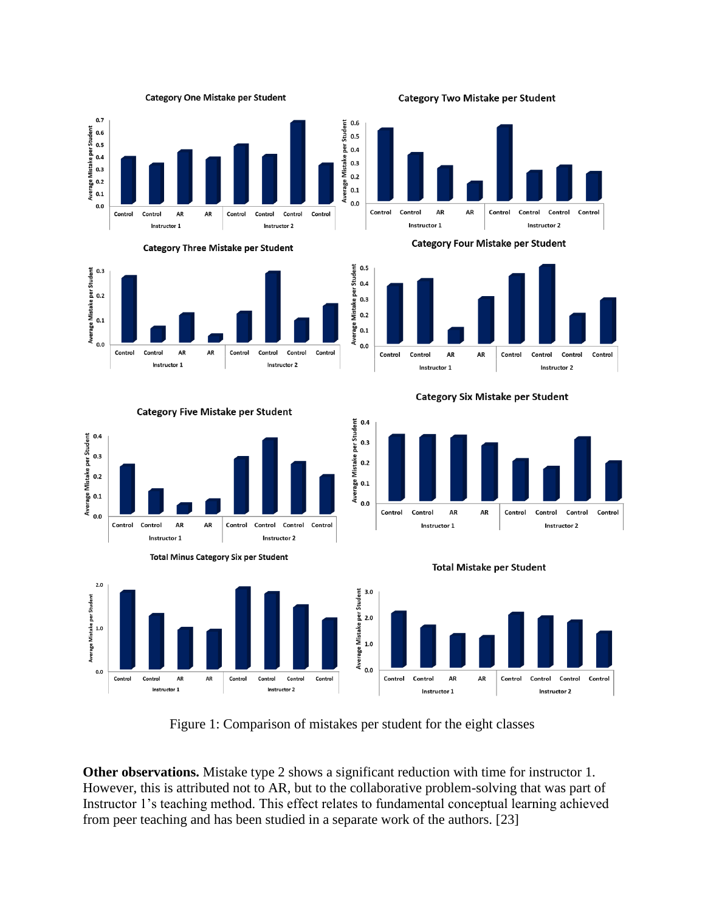Figure 1: Comparison of mistakes per student for the eight classes

**Other observations.** Mistake type 2 shows a significant reduction with time for instructor 1. However, this is attributed not to AR, but to the collaborative problem-solving that was part of Instructor 1's teaching method. This effect relates to fundamental conceptual learning achieved from peer teaching and has been studied in a separate work of the authors. [23]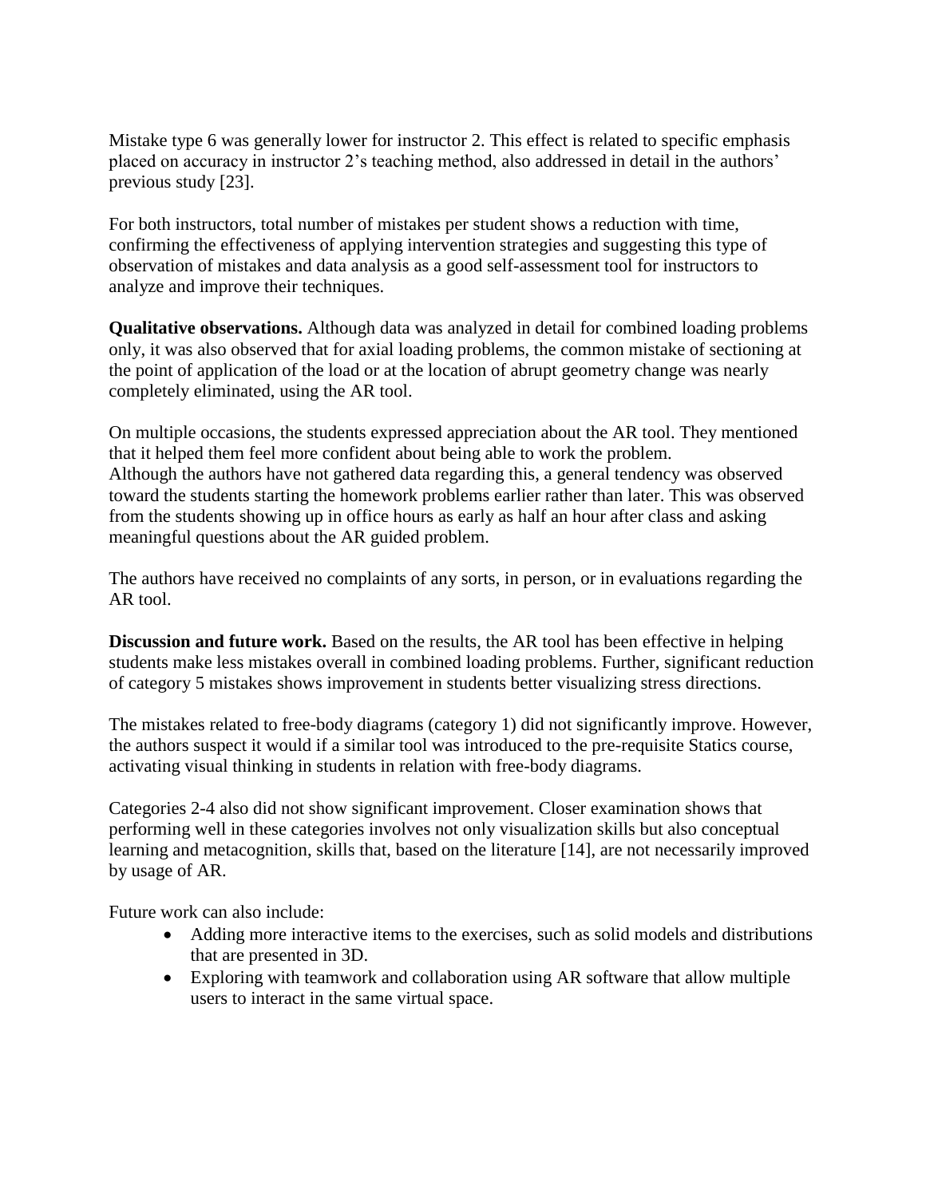Mistake type 6 was generally lower for instructor 2. This effect is related to specific emphasis placed on accuracy in instructor 2's teaching method, also addressed in detail in the authors' previous study [23].

For both instructors, total number of mistakes per student shows a reduction with time, confirming the effectiveness of applying intervention strategies and suggesting this type of observation of mistakes and data analysis as a good self-assessment tool for instructors to analyze and improve their techniques.

**Qualitative observations.** Although data was analyzed in detail for combined loading problems only, it was also observed that for axial loading problems, the common mistake of sectioning at the point of application of the load or at the location of abrupt geometry change was nearly completely eliminated, using the AR tool.

On multiple occasions, the students expressed appreciation about the AR tool. They mentioned that it helped them feel more confident about being able to work the problem.
Although the authors have not gathered data regarding this, a general tendency was observed toward the students starting the homework problems earlier rather than later. This was observed from the students showing up in office hours as early as half an hour after class and asking meaningful questions about the AR guided problem.

The authors have received no complaints of any sorts, in person, or in evaluations regarding the AR tool.

**Discussion and future work.** Based on the results, the AR tool has been effective in helping students make less mistakes overall in combined loading problems. Further, significant reduction of category 5 mistakes shows improvement in students better visualizing stress directions.

The mistakes related to free-body diagrams (category 1) did not significantly improve. However, the authors suspect it would if a similar tool was introduced to the pre-requisite Statics course, activating visual thinking in students in relation with free-body diagrams.

Categories 2-4 also did not show significant improvement. Closer examination shows that performing well in these categories involves not only visualization skills but also conceptual learning and metacognition, skills that, based on the literature [14], are not necessarily improved by usage of AR.

Future work can also include:

- Adding more interactive items to the exercises, such as solid models and distributions that are presented in 3D.
- Exploring with teamwork and collaboration using AR software that allow multiple users to interact in the same virtual space.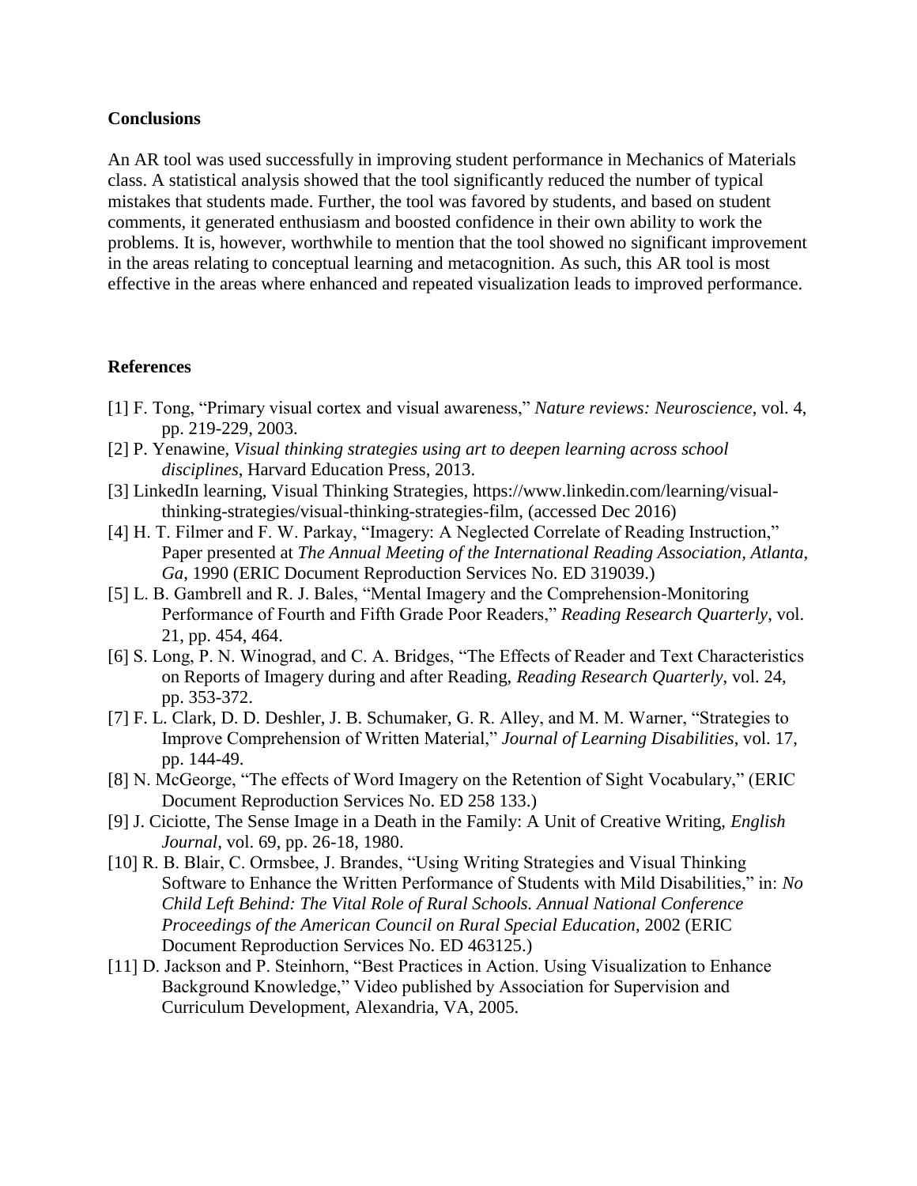**Conclusions**

An AR tool was used successfully in improving student performance in Mechanics of Materials class. A statistical analysis showed that the tool significantly reduced the number of typical mistakes that students made. Further, the tool was favored by students, and based on student comments, it generated enthusiasm and boosted confidence in their own ability to work the problems. It is, however, worthwhile to mention that the tool showed no significant improvement in the areas relating to conceptual learning and metacognition. As such, this AR tool is most effective in the areas where enhanced and repeated visualization leads to improved performance.

**References**

[1] F. Tong, "Primary visual cortex and visual awareness," *Nature reviews: Neuroscience*, vol. 4, pp. 219-229, 2003.

[2] P. Yenawine, *Visual thinking strategies using art to deepen learning across school disciplines*, Harvard Education Press, 2013.

[3] LinkedIn learning, Visual Thinking Strategies, https://www.linkedin.com/learning/visual-thinking-strategies/visual-thinking-strategies-film, (accessed Dec 2016)

[4] H. T. Filmer and F. W. Parkay, "Imagery: A Neglected Correlate of Reading Instruction," Paper presented at *The Annual Meeting of the International Reading Association, Atlanta, Ga*, 1990 (ERIC Document Reproduction Services No. ED 319039.)

[5] L. B. Gambrell and R. J. Bales, "Mental Imagery and the Comprehension-Monitoring Performance of Fourth and Fifth Grade Poor Readers," *Reading Research Quarterly*, vol. 21, pp. 454, 464.

[6] S. Long, P. N. Winograd, and C. A. Bridges, "The Effects of Reader and Text Characteristics on Reports of Imagery during and after Reading, *Reading Research Quarterly*, vol. 24, pp. 353-372.

[7] F. L. Clark, D. D. Deshler, J. B. Schumaker, G. R. Alley, and M. M. Warner, "Strategies to Improve Comprehension of Written Material," *Journal of Learning Disabilities*, vol. 17, pp. 144-49.

[8] N. McGeorge, "The effects of Word Imagery on the Retention of Sight Vocabulary," (ERIC Document Reproduction Services No. ED 258 133.)

[9] J. Ciciotte, The Sense Image in a Death in the Family: A Unit of Creative Writing, *English Journal*, vol. 69, pp. 26-18, 1980.

[10] R. B. Blair, C. Ormsbee, J. Brandes, "Using Writing Strategies and Visual Thinking Software to Enhance the Written Performance of Students with Mild Disabilities," in: *No Child Left Behind: The Vital Role of Rural Schools. Annual National Conference Proceedings of the American Council on Rural Special Education*, 2002 (ERIC Document Reproduction Services No. ED 463125.)

[11] D. Jackson and P. Steinhorn, "Best Practices in Action. Using Visualization to Enhance Background Knowledge," Video published by Association for Supervision and Curriculum Development, Alexandria, VA, 2005.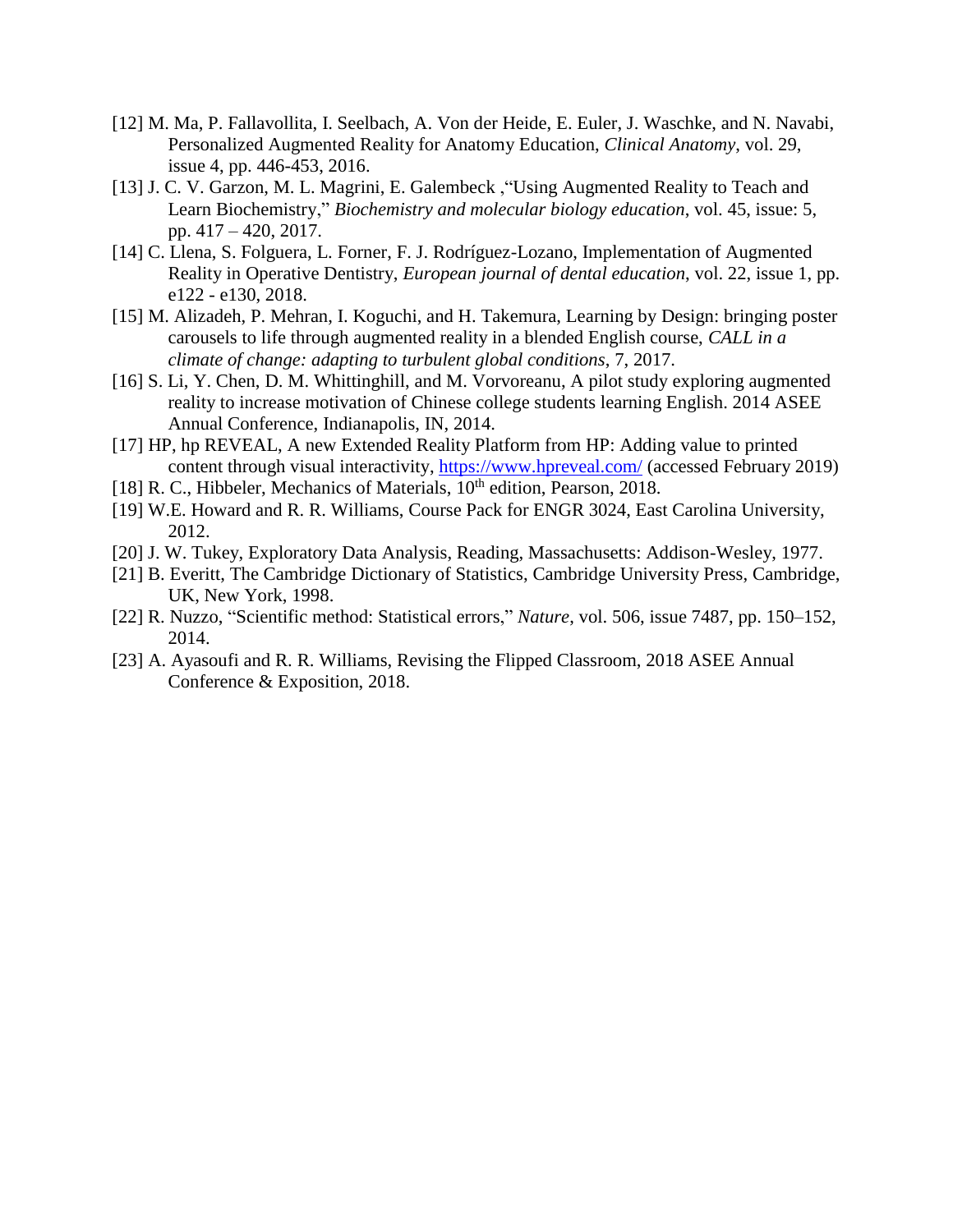[12] M. Ma, P. Fallavollita, I. Seelbach, A. Von der Heide, E. Euler, J. Waschke, and N. Navabi, Personalized Augmented Reality for Anatomy Education, *Clinical Anatomy*, vol. 29, issue 4, pp. 446-453, 2016.

[13] J. C. V. Garzon, M. L. Magrini, E. Galembeck ,"Using Augmented Reality to Teach and Learn Biochemistry," *Biochemistry and molecular biology education*, vol. 45, issue: 5, pp. 417 – 420, 2017.

[14] C. Llena, S. Folguera, L. Forner, F. J. Rodríguez-Lozano, Implementation of Augmented Reality in Operative Dentistry, *European journal of dental education*, vol. 22, issue 1, pp. e122 - e130, 2018.

[15] M. Alizadeh, P. Mehran, I. Koguchi, and H. Takemura, Learning by Design: bringing poster carousels to life through augmented reality in a blended English course, *CALL in a climate of change: adapting to turbulent global conditions*, 7, 2017.

[16] S. Li, Y. Chen, D. M. Whittinghill, and M. Vorvoreanu, A pilot study exploring augmented reality to increase motivation of Chinese college students learning English. 2014 ASEE Annual Conference, Indianapolis, IN, 2014.

[17] HP, hp REVEAL, A new Extended Reality Platform from HP: Adding value to printed content through visual interactivity, https://www.hpreveal.com/ (accessed February 2019)

[18] R. C., Hibbeler, Mechanics of Materials, 10th edition, Pearson, 2018.

[19] W.E. Howard and R. R. Williams, Course Pack for ENGR 3024, East Carolina University, 2012.

[20] J. W. Tukey, Exploratory Data Analysis, Reading, Massachusetts: Addison-Wesley, 1977.

[21] B. Everitt, The Cambridge Dictionary of Statistics, Cambridge University Press, Cambridge, UK, New York, 1998.

[22] R. Nuzzo, "Scientific method: Statistical errors," *Nature*, vol. 506, issue 7487, pp. 150–152, 2014.

[23] A. Ayasoufi and R. R. Williams, Revising the Flipped Classroom, 2018 ASEE Annual Conference & Exposition, 2018.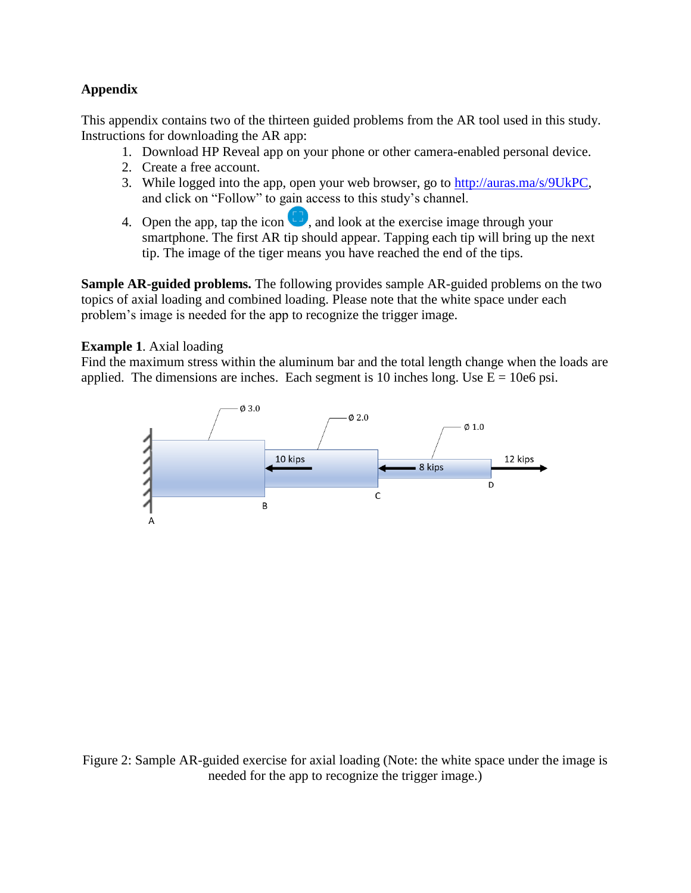**Appendix**

This appendix contains two of the thirteen guided problems from the AR tool used in this study. Instructions for downloading the AR app:

1. Download HP Reveal app on your phone or other camera-enabled personal device.
2. Create a free account.
3. While logged into the app, open your web browser, go to http://auras.ma/s/9UkPC, and click on "Follow" to gain access to this study's channel.
4. Open the app, tap the icon, and look at the exercise image through your smartphone. The first AR tip should appear. Tapping each tip will bring up the next tip. The image of the tiger means you have reached the end of the tips.

**Sample AR-guided problems.** The following provides sample AR-guided problems on the two topics of axial loading and combined loading. Please note that the white space under each problem's image is needed for the app to recognize the trigger image.

**Example 1**. Axial loading

Find the maximum stress within the aluminum bar and the total length change when the loads are applied. The dimensions are inches. Each segment is 10 inches long. Use E = 10e6 psi.

Figure 2: Sample AR-guided exercise for axial loading (Note: the white space under the image is needed for the app to recognize the trigger image.)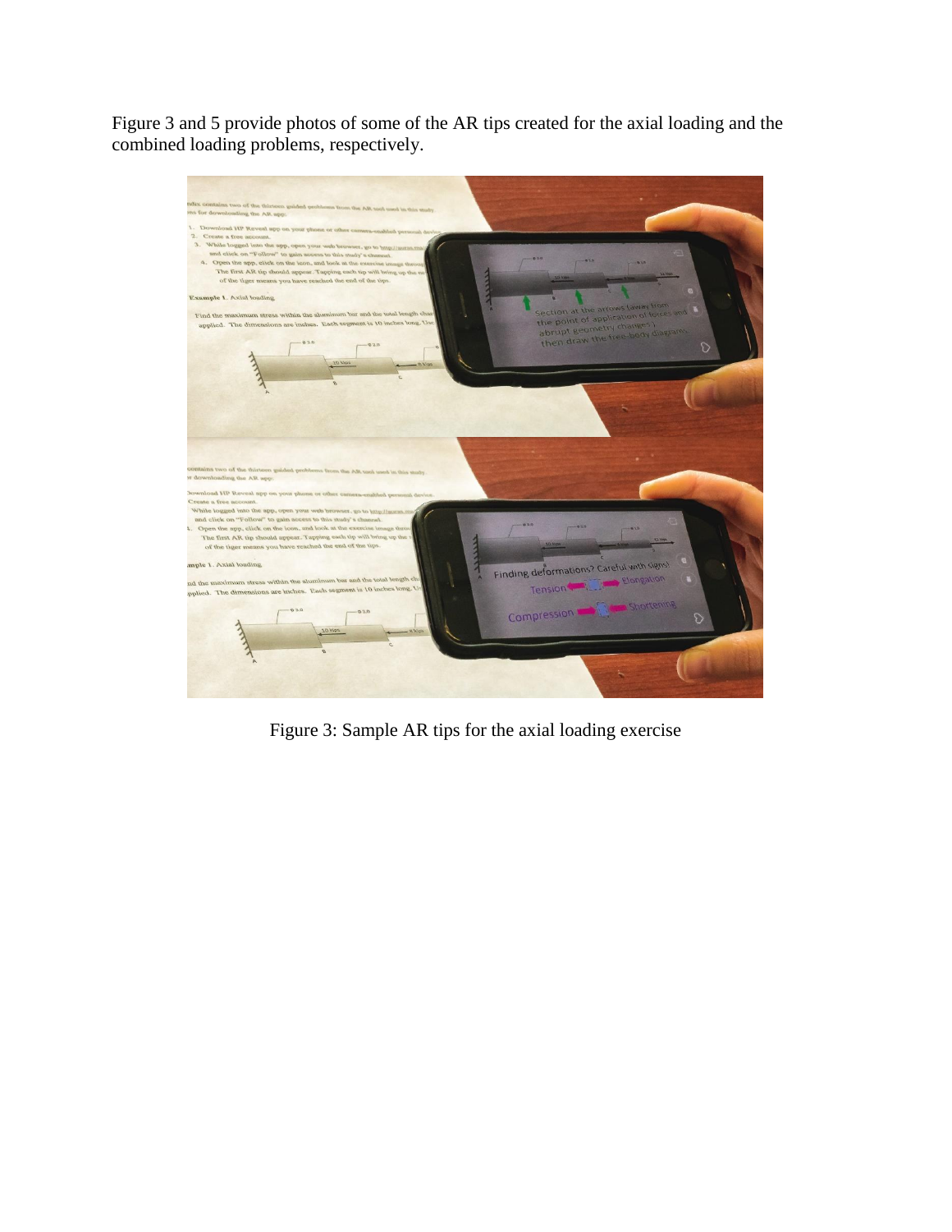Figure 3 and 5 provide photos of some of the AR tips created for the axial loading and the combined loading problems, respectively.

Figure 3: Sample AR tips for the axial loading exercise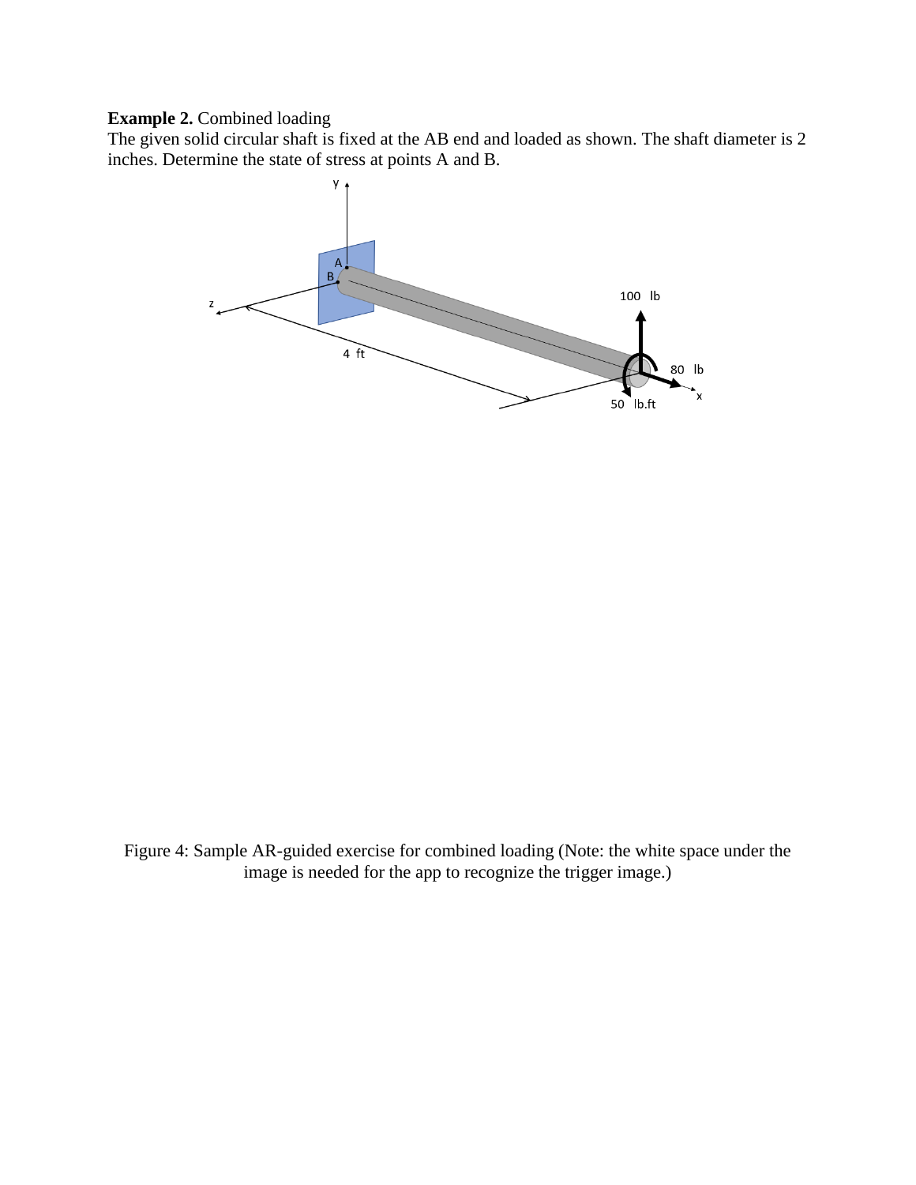**Example 2.** Combined loading

The given solid circular shaft is fixed at the AB end and loaded as shown. The shaft diameter is 2 inches. Determine the state of stress at points A and B.

Figure 4: Sample AR-guided exercise for combined loading (Note: the white space under the image is needed for the app to recognize the trigger image.)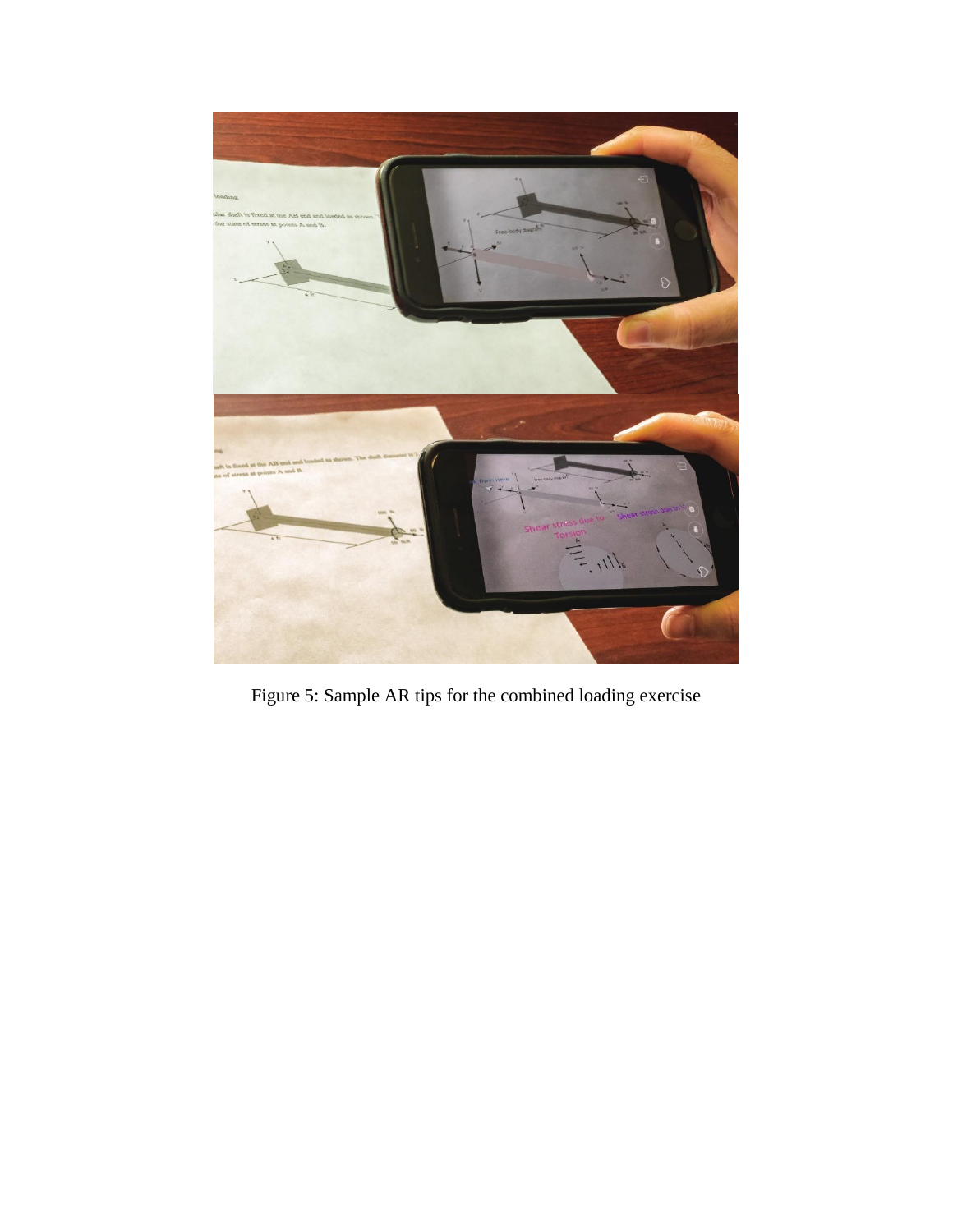Figure 5: Sample AR tips for the combined loading exercise